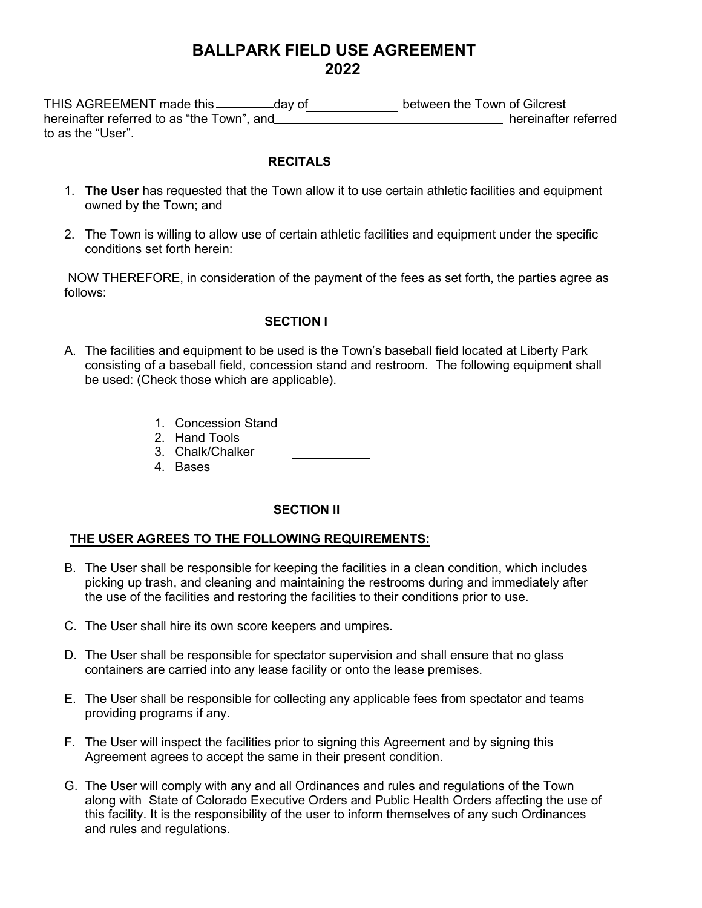# BALLPARK FIELD USE AGREEMENT
# 2022

THIS AGREEMENT made this ________ day of ____________ between the Town of Gilcrest hereinafter referred to as "the Town", and ________________________________ hereinafter referred to as the "User".

## RECITALS

1. **The User** has requested that the Town allow it to use certain athletic facilities and equipment owned by the Town; and

2. The Town is willing to allow use of certain athletic facilities and equipment under the specific conditions set forth herein:

NOW THEREFORE, in consideration of the payment of the fees as set forth, the parties agree as follows:

## SECTION I

A. The facilities and equipment to be used is the Town's baseball field located at Liberty Park consisting of a baseball field, concession stand and restroom. The following equipment shall be used: (Check those which are applicable).

1. Concession Stand ____________
2. Hand Tools ____________
3. Chalk/Chalker ____________
4. Bases ____________

## SECTION II

**THE USER AGREES TO THE FOLLOWING REQUIREMENTS:**

B. The User shall be responsible for keeping the facilities in a clean condition, which includes picking up trash, and cleaning and maintaining the restrooms during and immediately after the use of the facilities and restoring the facilities to their conditions prior to use.

C. The User shall hire its own score keepers and umpires.

D. The User shall be responsible for spectator supervision and shall ensure that no glass containers are carried into any lease facility or onto the lease premises.

E. The User shall be responsible for collecting any applicable fees from spectator and teams providing programs if any.

F. The User will inspect the facilities prior to signing this Agreement and by signing this Agreement agrees to accept the same in their present condition.

G. The User will comply with any and all Ordinances and rules and regulations of the Town along with State of Colorado Executive Orders and Public Health Orders affecting the use of this facility. It is the responsibility of the user to inform themselves of any such Ordinances and rules and regulations.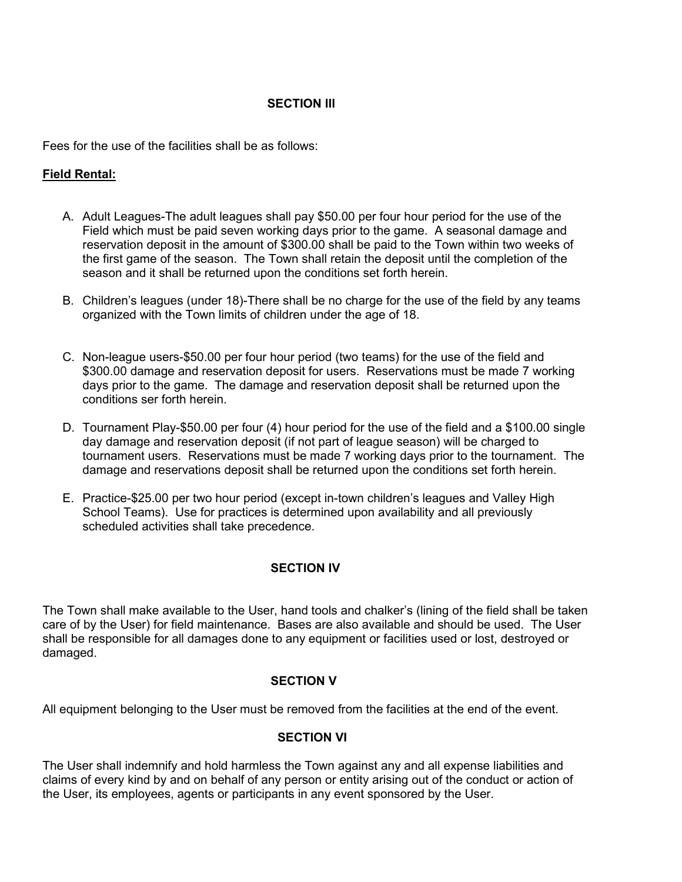## SECTION III

Fees for the use of the facilities shall be as follows:

**Field Rental:**

A. Adult Leagues-The adult leagues shall pay $50.00 per four hour period for the use of the Field which must be paid seven working days prior to the game. A seasonal damage and reservation deposit in the amount of $300.00 shall be paid to the Town within two weeks of the first game of the season. The Town shall retain the deposit until the completion of the season and it shall be returned upon the conditions set forth herein.

B. Children's leagues (under 18)-There shall be no charge for the use of the field by any teams organized with the Town limits of children under the age of 18.

C. Non-league users-$50.00 per four hour period (two teams) for the use of the field and $300.00 damage and reservation deposit for users. Reservations must be made 7 working days prior to the game. The damage and reservation deposit shall be returned upon the conditions ser forth herein.

D. Tournament Play-$50.00 per four (4) hour period for the use of the field and a $100.00 single day damage and reservation deposit (if not part of league season) will be charged to tournament users. Reservations must be made 7 working days prior to the tournament. The damage and reservations deposit shall be returned upon the conditions set forth herein.

E. Practice-$25.00 per two hour period (except in-town children's leagues and Valley High School Teams). Use for practices is determined upon availability and all previously scheduled activities shall take precedence.

## SECTION IV

The Town shall make available to the User, hand tools and chalker's (lining of the field shall be taken care of by the User) for field maintenance. Bases are also available and should be used. The User shall be responsible for all damages done to any equipment or facilities used or lost, destroyed or damaged.

## SECTION V

All equipment belonging to the User must be removed from the facilities at the end of the event.

## SECTION VI

The User shall indemnify and hold harmless the Town against any and all expense liabilities and claims of every kind by and on behalf of any person or entity arising out of the conduct or action of the User, its employees, agents or participants in any event sponsored by the User.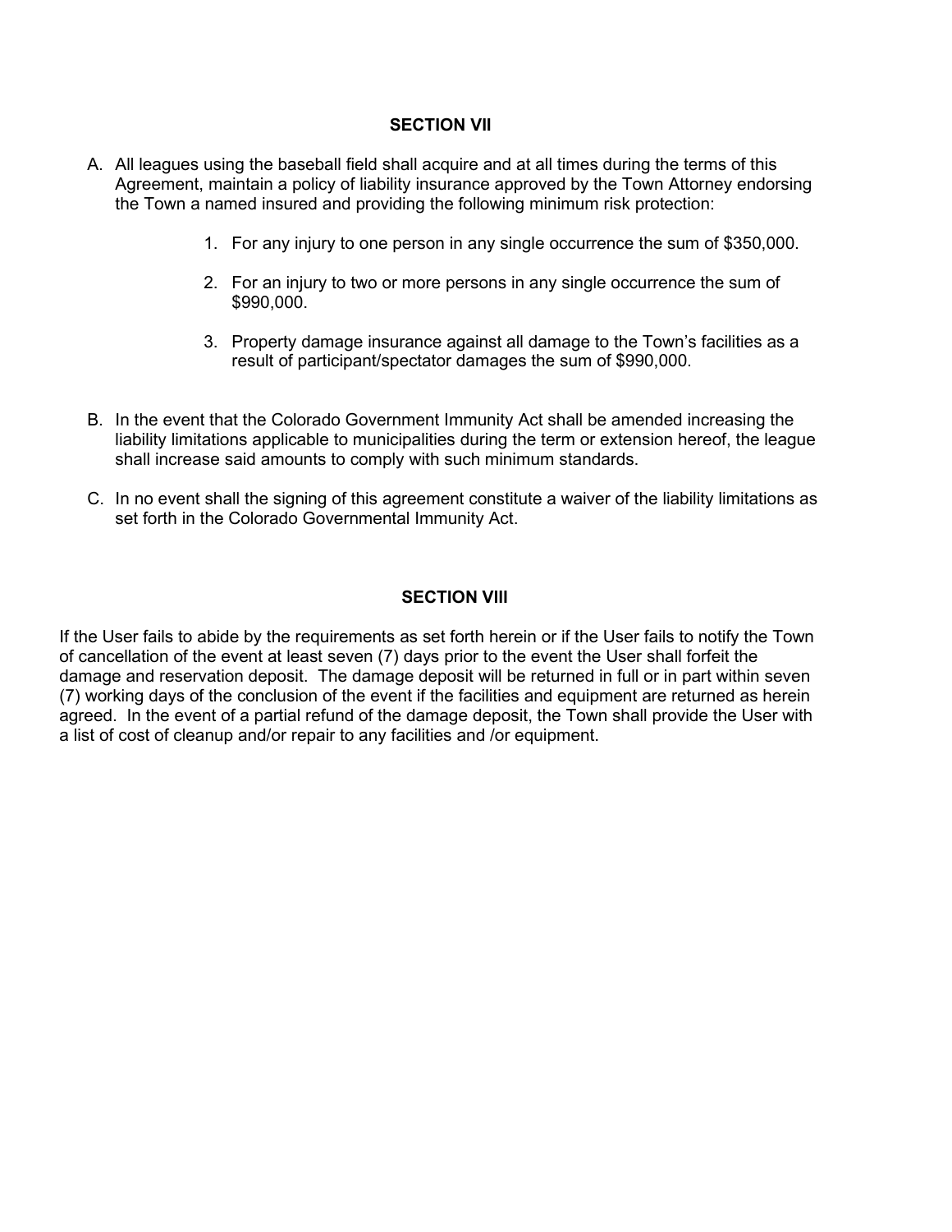## SECTION VII

A. All leagues using the baseball field shall acquire and at all times during the terms of this Agreement, maintain a policy of liability insurance approved by the Town Attorney endorsing the Town a named insured and providing the following minimum risk protection:

   1. For any injury to one person in any single occurrence the sum of $350,000.

   2. For an injury to two or more persons in any single occurrence the sum of $990,000.

   3. Property damage insurance against all damage to the Town's facilities as a result of participant/spectator damages the sum of $990,000.

B. In the event that the Colorado Government Immunity Act shall be amended increasing the liability limitations applicable to municipalities during the term or extension hereof, the league shall increase said amounts to comply with such minimum standards.

C. In no event shall the signing of this agreement constitute a waiver of the liability limitations as set forth in the Colorado Governmental Immunity Act.

## SECTION VIII

If the User fails to abide by the requirements as set forth herein or if the User fails to notify the Town of cancellation of the event at least seven (7) days prior to the event the User shall forfeit the damage and reservation deposit. The damage deposit will be returned in full or in part within seven (7) working days of the conclusion of the event if the facilities and equipment are returned as herein agreed. In the event of a partial refund of the damage deposit, the Town shall provide the User with a list of cost of cleanup and/or repair to any facilities and /or equipment.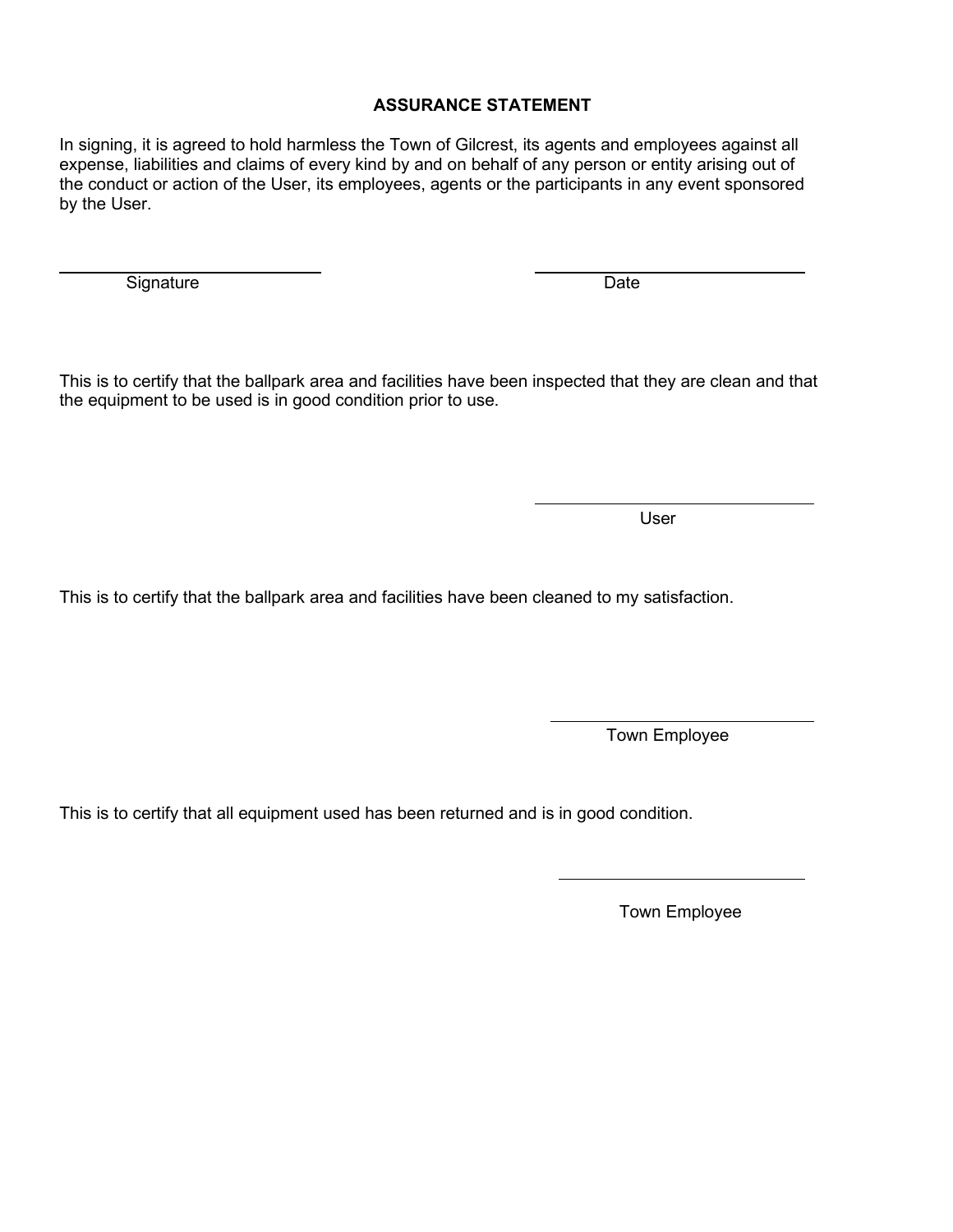## ASSURANCE STATEMENT

In signing, it is agreed to hold harmless the Town of Gilcrest, its agents and employees against all expense, liabilities and claims of every kind by and on behalf of any person or entity arising out of the conduct or action of the User, its employees, agents or the participants in any event sponsored by the User.

| | |
|---|---|
| ____________________________ | ____________________________ |
| Signature | Date |

This is to certify that the ballpark area and facilities have been inspected that they are clean and that the equipment to be used is in good condition prior to use.

____________________________
User

This is to certify that the ballpark area and facilities have been cleaned to my satisfaction.

____________________________
Town Employee

This is to certify that all equipment used has been returned and is in good condition.

____________________________
Town Employee